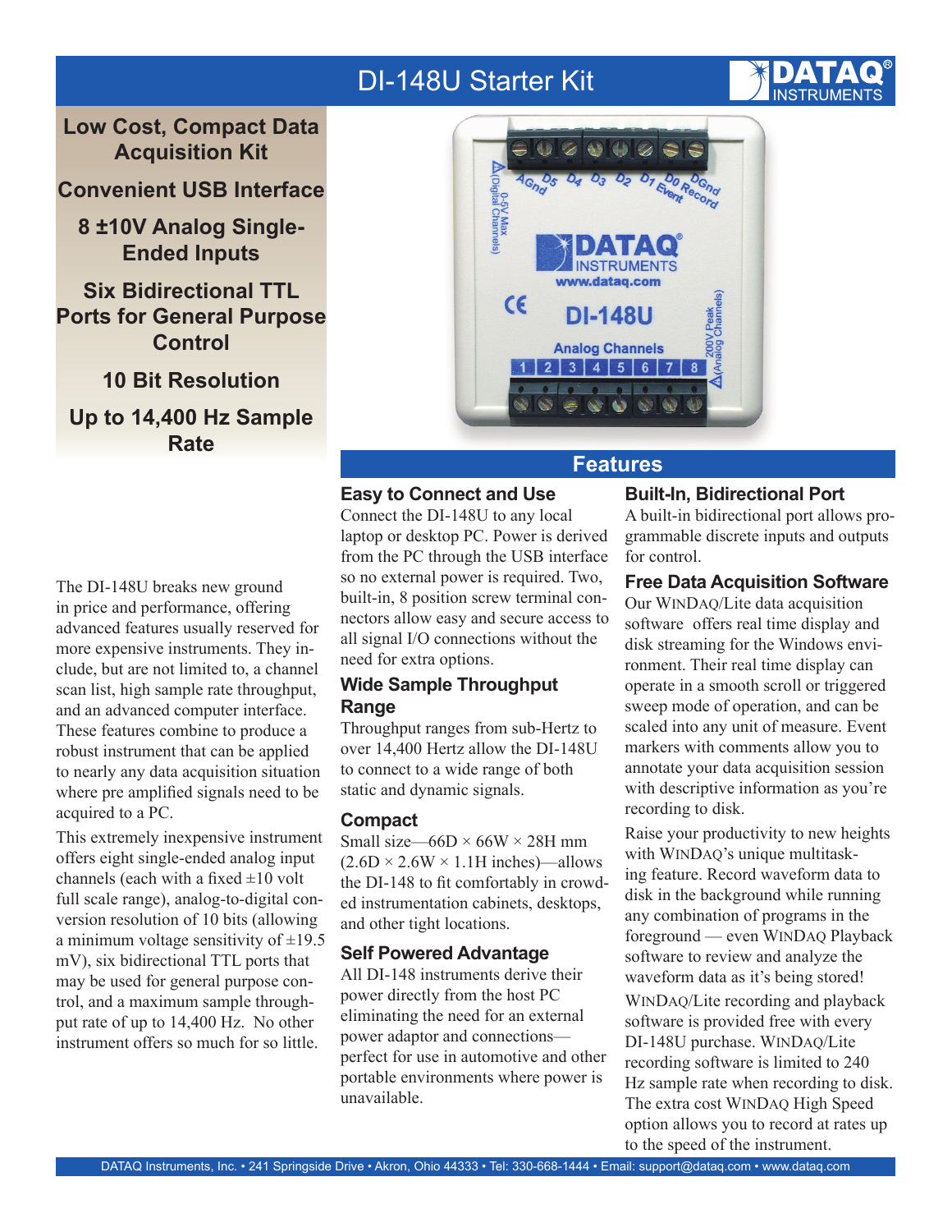# DI-148U Starter Kit

**Low Cost, Compact Data Acquisition Kit**

**Convenient USB Interface**

**8 ±10V Analog Single-Ended Inputs**

**Six Bidirectional TTL Ports for General Purpose Control**

**10 Bit Resolution**

**Up to 14,400 Hz Sample Rate**

The DI-148U breaks new ground in price and performance, offering advanced features usually reserved for more expensive instruments. They include, but are not limited to, a channel scan list, high sample rate throughput, and an advanced computer interface. These features combine to produce a robust instrument that can be applied to nearly any data acquisition situation where pre amplified signals need to be acquired to a PC.

This extremely inexpensive instrument offers eight single-ended analog input channels (each with a fixed ±10 volt full scale range), analog-to-digital conversion resolution of 10 bits (allowing a minimum voltage sensitivity of ±19.5 mV), six bidirectional TTL ports that may be used for general purpose control, and a maximum sample throughput rate of up to 14,400 Hz. No other instrument offers so much for so little.

## Features

### Easy to Connect and Use

Connect the DI-148U to any local laptop or desktop PC. Power is derived from the PC through the USB interface so no external power is required. Two, built-in, 8 position screw terminal connectors allow easy and secure access to all signal I/O connections without the need for extra options.

### Wide Sample Throughput Range

Throughput ranges from sub-Hertz to over 14,400 Hertz allow the DI-148U to connect to a wide range of both static and dynamic signals.

### Compact

Small size—66D × 66W × 28H mm (2.6D × 2.6W × 1.1H inches)—allows the DI-148 to fit comfortably in crowded instrumentation cabinets, desktops, and other tight locations.

### Self Powered Advantage

All DI-148 instruments derive their power directly from the host PC eliminating the need for an external power adaptor and connections—perfect for use in automotive and other portable environments where power is unavailable.

### Built-In, Bidirectional Port

A built-in bidirectional port allows programmable discrete inputs and outputs for control.

### Free Data Acquisition Software

Our WINDAQ/Lite data acquisition software offers real time display and disk streaming for the Windows environment. Their real time display can operate in a smooth scroll or triggered sweep mode of operation, and can be scaled into any unit of measure. Event markers with comments allow you to annotate your data acquisition session with descriptive information as you're recording to disk.

Raise your productivity to new heights with WINDAQ's unique multitasking feature. Record waveform data to disk in the background while running any combination of programs in the foreground — even WINDAQ Playback software to review and analyze the waveform data as it's being stored!

WINDAQ/Lite recording and playback software is provided free with every DI-148U purchase. WINDAQ/Lite recording software is limited to 240 Hz sample rate when recording to disk. The extra cost WINDAQ High Speed option allows you to record at rates up to the speed of the instrument.

DATAQ Instruments, Inc. • 241 Springside Drive • Akron, Ohio 44333 • Tel: 330-668-1444 • Email: support@dataq.com • www.dataq.com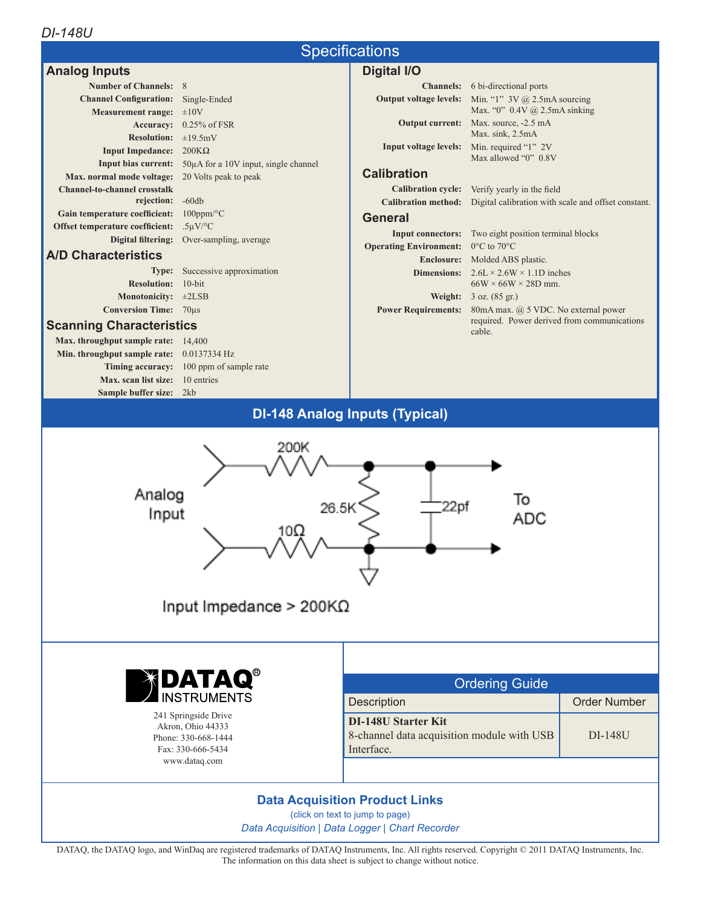## Specifications

### Analog Inputs

| | |
|---|---|
| **Number of Channels:** | 8 |
| **Channel Configuration:** | Single-Ended |
| **Measurement range:** | ±10V |
| **Accuracy:** | 0.25% of FSR |
| **Resolution:** | ±19.5mV |
| **Input Impedance:** | 200KΩ |
| **Input bias current:** | 50µA for a 10V input, single channel |
| **Max. normal mode voltage:** | 20 Volts peak to peak |
| **Channel-to-channel crosstalk rejection:** | -60db |
| **Gain temperature coefficient:** | 100ppm/°C |
| **Offset temperature coefficient:** | .5µV/°C |
| **Digital filtering:** | Over-sampling, average |

### A/D Characteristics

| | |
|---|---|
| **Type:** | Successive approximation |
| **Resolution:** | 10-bit |
| **Monotonicity:** | ±2LSB |
| **Conversion Time:** | 70µs |

### Scanning Characteristics

| | |
|---|---|
| **Max. throughput sample rate:** | 14,400 |
| **Min. throughput sample rate:** | 0.0137334 Hz |
| **Timing accuracy:** | 100 ppm of sample rate |
| **Max. scan list size:** | 10 entries |
| **Sample buffer size:** | 2kb |

### Digital I/O

| | |
|---|---|
| **Channels:** | 6 bi-directional ports |
| **Output voltage levels:** | Min. "1" 3V @ 2.5mA sourcing<br>Max. "0" 0.4V @ 2.5mA sinking |
| **Output current:** | Max. source, -2.5 mA<br>Max. sink, 2.5mA |
| **Input voltage levels:** | Min. required "1" 2V<br>Max allowed "0" 0.8V |

### Calibration

| | |
|---|---|
| **Calibration cycle:** | Verify yearly in the field |
| **Calibration method:** | Digital calibration with scale and offset constant. |

### General

| | |
|---|---|
| **Input connectors:** | Two eight position terminal blocks |
| **Operating Environment:** | 0°C to 70°C |
| **Enclosure:** | Molded ABS plastic. |
| **Dimensions:** | 2.6L × 2.6W × 1.1D inches<br>66W × 66W × 28D mm. |
| **Weight:** | 3 oz. (85 gr.) |
| **Power Requirements:** | 80mA max. @ 5 VDC. No external power required. Power derived from communications cable. |

## DI-148 Analog Inputs (Typical)

Analog Input

200K

26.5K

10Ω

22pf

To ADC

Input Impedance > 200KΩ

DATAQ® INSTRUMENTS

241 Springside Drive
Akron, Ohio 44333
Phone: 330-668-1444
Fax: 330-666-5434
www.dataq.com

### Ordering Guide

| Description | Order Number |
|---|---|
| **DI-148U Starter Kit**<br>8-channel data acquisition module with USB Interface. | DI-148U |

### Data Acquisition Product Links

(click on text to jump to page)

*Data Acquisition | Data Logger | Chart Recorder*

DATAQ, the DATAQ logo, and WinDaq are registered trademarks of DATAQ Instruments, Inc. All rights reserved. Copyright © 2011 DATAQ Instruments, Inc. The information on this data sheet is subject to change without notice.